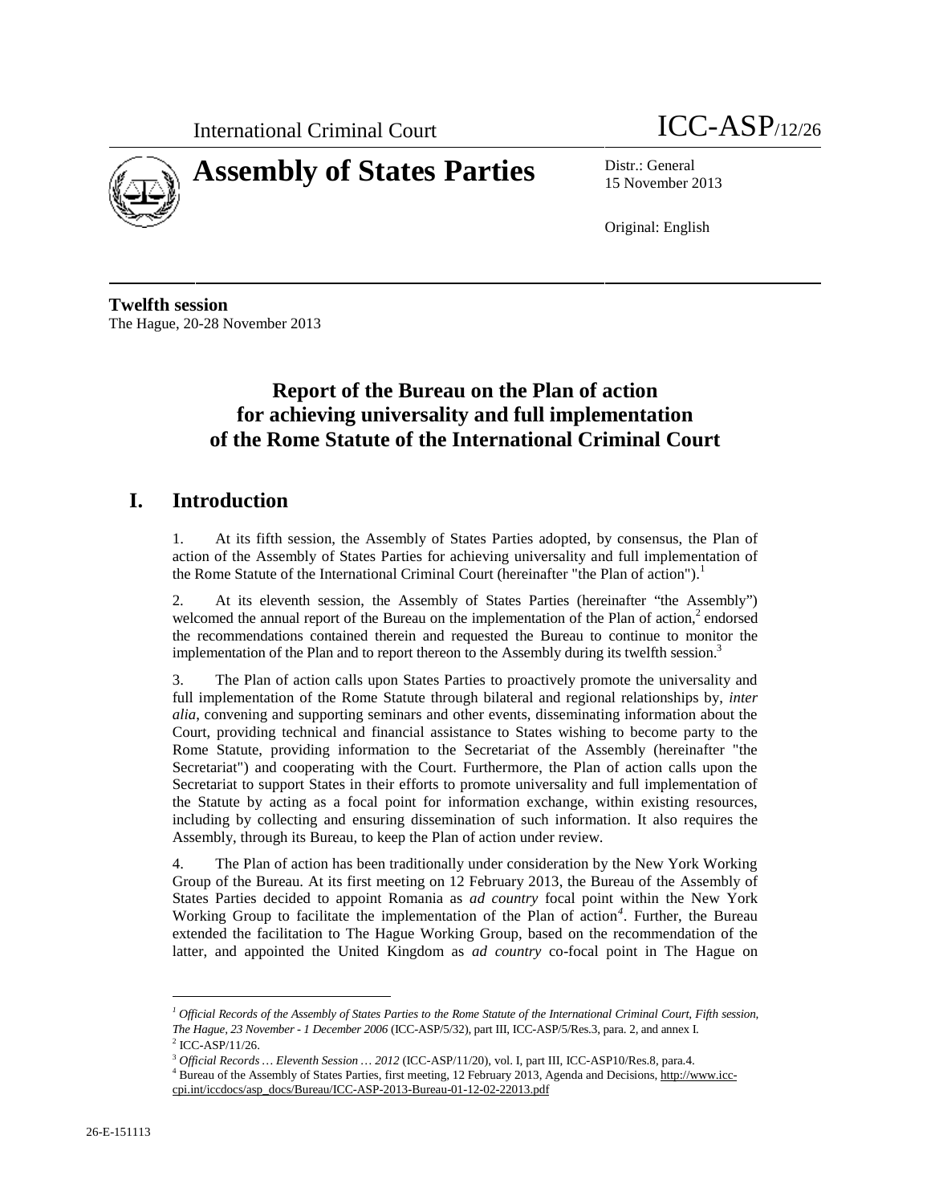International Criminal Court

ICC-ASP/12/26

# Assembly of States Parties

Distr.: General
15 November 2013

Original: English

**Twelfth session**
The Hague, 20-28 November 2013

# Report of the Bureau on the Plan of action for achieving universality and full implementation of the Rome Statute of the International Criminal Court

## I. Introduction

1. At its fifth session, the Assembly of States Parties adopted, by consensus, the Plan of action of the Assembly of States Parties for achieving universality and full implementation of the Rome Statute of the International Criminal Court (hereinafter "the Plan of action").[1]

2. At its eleventh session, the Assembly of States Parties (hereinafter "the Assembly") welcomed the annual report of the Bureau on the implementation of the Plan of action,[2] endorsed the recommendations contained therein and requested the Bureau to continue to monitor the implementation of the Plan and to report thereon to the Assembly during its twelfth session.[3]

3. The Plan of action calls upon States Parties to proactively promote the universality and full implementation of the Rome Statute through bilateral and regional relationships by, *inter alia*, convening and supporting seminars and other events, disseminating information about the Court, providing technical and financial assistance to States wishing to become party to the Rome Statute, providing information to the Secretariat of the Assembly (hereinafter "the Secretariat") and cooperating with the Court. Furthermore, the Plan of action calls upon the Secretariat to support States in their efforts to promote universality and full implementation of the Statute by acting as a focal point for information exchange, within existing resources, including by collecting and ensuring dissemination of such information. It also requires the Assembly, through its Bureau, to keep the Plan of action under review.

4. The Plan of action has been traditionally under consideration by the New York Working Group of the Bureau. At its first meeting on 12 February 2013, the Bureau of the Assembly of States Parties decided to appoint Romania as *ad country* focal point within the New York Working Group to facilitate the implementation of the Plan of action[4]. Further, the Bureau extended the facilitation to The Hague Working Group, based on the recommendation of the latter, and appointed the United Kingdom as *ad country* co-focal point in The Hague on

[1] *Official Records of the Assembly of States Parties to the Rome Statute of the International Criminal Court, Fifth session, The Hague, 23 November - 1 December 2006* (ICC-ASP/5/32), part III, ICC-ASP/5/Res.3, para. 2, and annex I.

[2] ICC-ASP/11/26.

[3] *Official Records … Eleventh Session … 2012* (ICC-ASP/11/20), vol. I, part III, ICC-ASP10/Res.8, para.4.

[4] Bureau of the Assembly of States Parties, first meeting, 12 February 2013, Agenda and Decisions, http://www.icc-cpi.int/iccdocs/asp_docs/Bureau/ICC-ASP-2013-Bureau-01-12-02-22013.pdf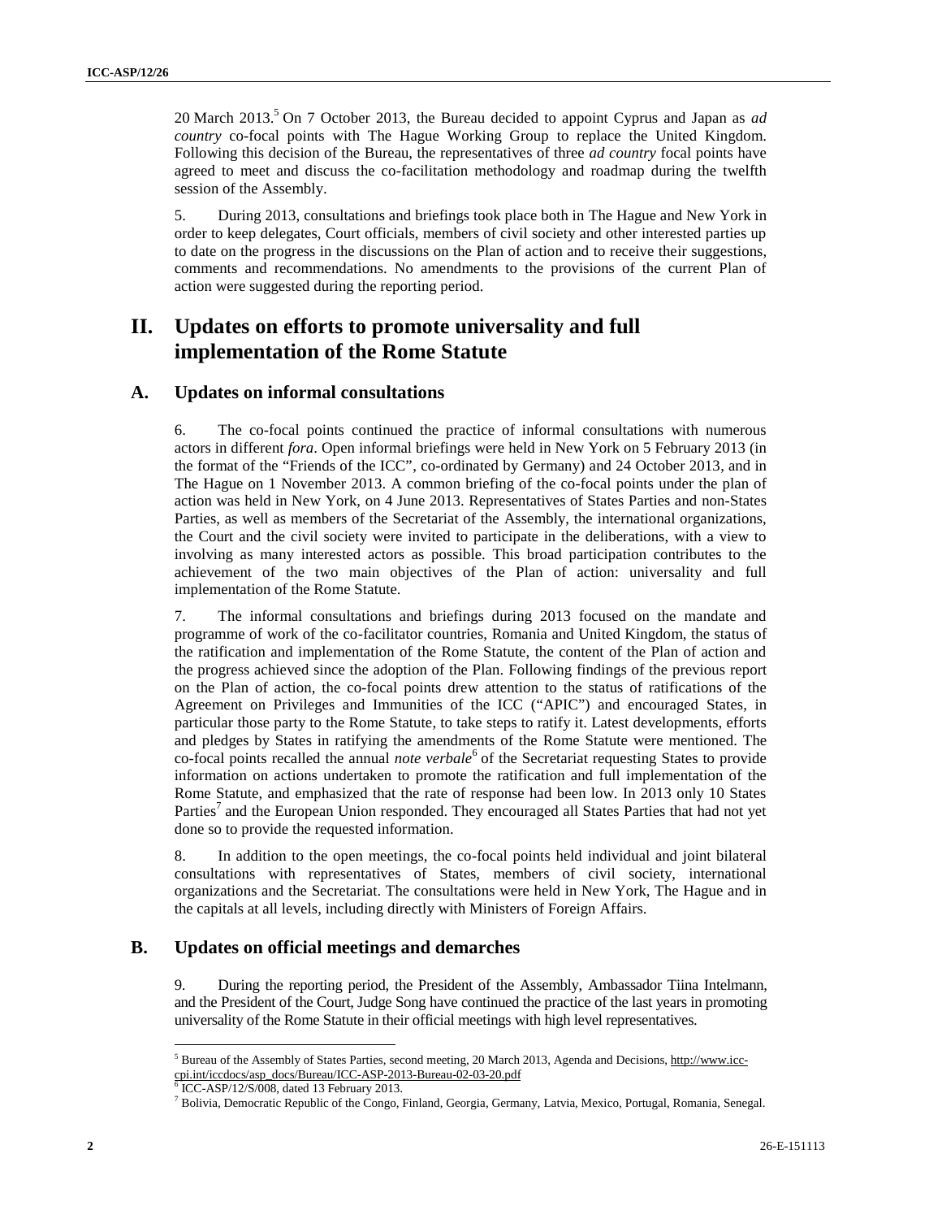20 March 2013.[5] On 7 October 2013, the Bureau decided to appoint Cyprus and Japan as *ad country* co-focal points with The Hague Working Group to replace the United Kingdom. Following this decision of the Bureau, the representatives of three *ad country* focal points have agreed to meet and discuss the co-facilitation methodology and roadmap during the twelfth session of the Assembly.

5. During 2013, consultations and briefings took place both in The Hague and New York in order to keep delegates, Court officials, members of civil society and other interested parties up to date on the progress in the discussions on the Plan of action and to receive their suggestions, comments and recommendations. No amendments to the provisions of the current Plan of action were suggested during the reporting period.

# II. Updates on efforts to promote universality and full implementation of the Rome Statute

## A. Updates on informal consultations

6. The co-focal points continued the practice of informal consultations with numerous actors in different *fora*. Open informal briefings were held in New York on 5 February 2013 (in the format of the "Friends of the ICC", co-ordinated by Germany) and 24 October 2013, and in The Hague on 1 November 2013. A common briefing of the co-focal points under the plan of action was held in New York, on 4 June 2013. Representatives of States Parties and non-States Parties, as well as members of the Secretariat of the Assembly, the international organizations, the Court and the civil society were invited to participate in the deliberations, with a view to involving as many interested actors as possible. This broad participation contributes to the achievement of the two main objectives of the Plan of action: universality and full implementation of the Rome Statute.

7. The informal consultations and briefings during 2013 focused on the mandate and programme of work of the co-facilitator countries, Romania and United Kingdom, the status of the ratification and implementation of the Rome Statute, the content of the Plan of action and the progress achieved since the adoption of the Plan. Following findings of the previous report on the Plan of action, the co-focal points drew attention to the status of ratifications of the Agreement on Privileges and Immunities of the ICC ("APIC") and encouraged States, in particular those party to the Rome Statute, to take steps to ratify it. Latest developments, efforts and pledges by States in ratifying the amendments of the Rome Statute were mentioned. The co-focal points recalled the annual *note verbale*[6] of the Secretariat requesting States to provide information on actions undertaken to promote the ratification and full implementation of the Rome Statute, and emphasized that the rate of response had been low. In 2013 only 10 States Parties[7] and the European Union responded. They encouraged all States Parties that had not yet done so to provide the requested information.

8. In addition to the open meetings, the co-focal points held individual and joint bilateral consultations with representatives of States, members of civil society, international organizations and the Secretariat. The consultations were held in New York, The Hague and in the capitals at all levels, including directly with Ministers of Foreign Affairs.

## B. Updates on official meetings and demarches

9. During the reporting period, the President of the Assembly, Ambassador Tiina Intelmann, and the President of the Court, Judge Song have continued the practice of the last years in promoting universality of the Rome Statute in their official meetings with high level representatives.

---

[5] Bureau of the Assembly of States Parties, second meeting, 20 March 2013, Agenda and Decisions, http://www.icc-cpi.int/iccdocs/asp_docs/Bureau/ICC-ASP-2013-Bureau-02-03-20.pdf

[6] ICC-ASP/12/S/008, dated 13 February 2013.

[7] Bolivia, Democratic Republic of the Congo, Finland, Georgia, Germany, Latvia, Mexico, Portugal, Romania, Senegal.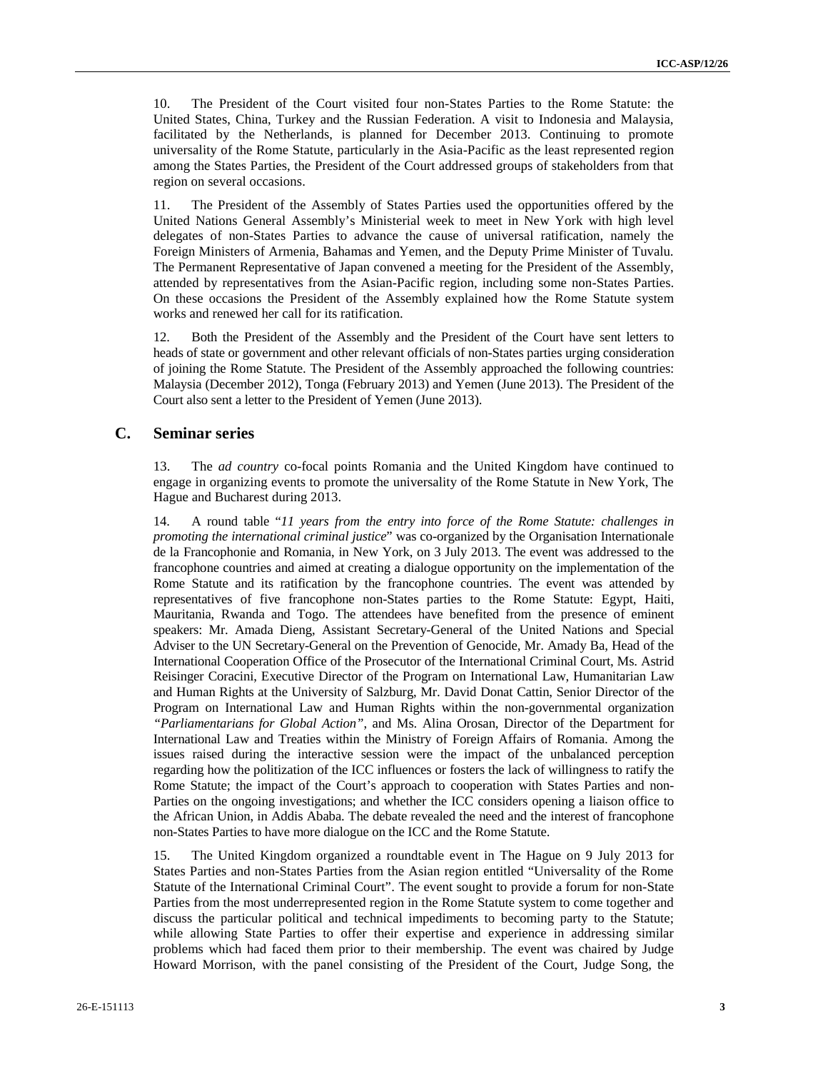10. The President of the Court visited four non-States Parties to the Rome Statute: the United States, China, Turkey and the Russian Federation. A visit to Indonesia and Malaysia, facilitated by the Netherlands, is planned for December 2013. Continuing to promote universality of the Rome Statute, particularly in the Asia-Pacific as the least represented region among the States Parties, the President of the Court addressed groups of stakeholders from that region on several occasions.

11. The President of the Assembly of States Parties used the opportunities offered by the United Nations General Assembly's Ministerial week to meet in New York with high level delegates of non-States Parties to advance the cause of universal ratification, namely the Foreign Ministers of Armenia, Bahamas and Yemen, and the Deputy Prime Minister of Tuvalu. The Permanent Representative of Japan convened a meeting for the President of the Assembly, attended by representatives from the Asian-Pacific region, including some non-States Parties. On these occasions the President of the Assembly explained how the Rome Statute system works and renewed her call for its ratification.

12. Both the President of the Assembly and the President of the Court have sent letters to heads of state or government and other relevant officials of non-States parties urging consideration of joining the Rome Statute. The President of the Assembly approached the following countries: Malaysia (December 2012), Tonga (February 2013) and Yemen (June 2013). The President of the Court also sent a letter to the President of Yemen (June 2013).

## C. Seminar series

13. The *ad country* co-focal points Romania and the United Kingdom have continued to engage in organizing events to promote the universality of the Rome Statute in New York, The Hague and Bucharest during 2013.

14. A round table "*11 years from the entry into force of the Rome Statute: challenges in promoting the international criminal justice*" was co-organized by the Organisation Internationale de la Francophonie and Romania, in New York, on 3 July 2013. The event was addressed to the francophone countries and aimed at creating a dialogue opportunity on the implementation of the Rome Statute and its ratification by the francophone countries. The event was attended by representatives of five francophone non-States parties to the Rome Statute: Egypt, Haiti, Mauritania, Rwanda and Togo. The attendees have benefited from the presence of eminent speakers: Mr. Amada Dieng, Assistant Secretary-General of the United Nations and Special Adviser to the UN Secretary-General on the Prevention of Genocide, Mr. Amady Ba, Head of the International Cooperation Office of the Prosecutor of the International Criminal Court, Ms. Astrid Reisinger Coracini, Executive Director of the Program on International Law, Humanitarian Law and Human Rights at the University of Salzburg, Mr. David Donat Cattin, Senior Director of the Program on International Law and Human Rights within the non-governmental organization *"Parliamentarians for Global Action"*, and Ms. Alina Orosan, Director of the Department for International Law and Treaties within the Ministry of Foreign Affairs of Romania. Among the issues raised during the interactive session were the impact of the unbalanced perception regarding how the politization of the ICC influences or fosters the lack of willingness to ratify the Rome Statute; the impact of the Court's approach to cooperation with States Parties and non-Parties on the ongoing investigations; and whether the ICC considers opening a liaison office to the African Union, in Addis Ababa. The debate revealed the need and the interest of francophone non-States Parties to have more dialogue on the ICC and the Rome Statute.

15. The United Kingdom organized a roundtable event in The Hague on 9 July 2013 for States Parties and non-States Parties from the Asian region entitled "Universality of the Rome Statute of the International Criminal Court". The event sought to provide a forum for non-State Parties from the most underrepresented region in the Rome Statute system to come together and discuss the particular political and technical impediments to becoming party to the Statute; while allowing State Parties to offer their expertise and experience in addressing similar problems which had faced them prior to their membership. The event was chaired by Judge Howard Morrison, with the panel consisting of the President of the Court, Judge Song, the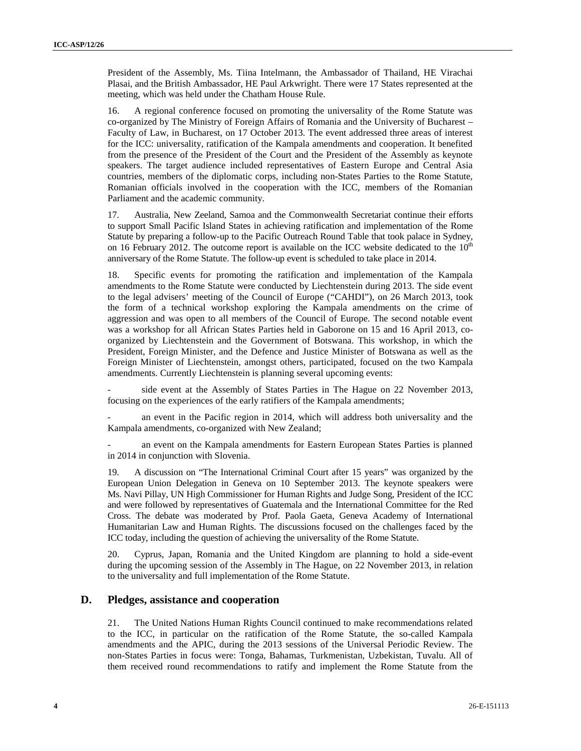President of the Assembly, Ms. Tiina Intelmann, the Ambassador of Thailand, HE Virachai Plasai, and the British Ambassador, HE Paul Arkwright. There were 17 States represented at the meeting, which was held under the Chatham House Rule.

16. A regional conference focused on promoting the universality of the Rome Statute was co-organized by The Ministry of Foreign Affairs of Romania and the University of Bucharest – Faculty of Law, in Bucharest, on 17 October 2013. The event addressed three areas of interest for the ICC: universality, ratification of the Kampala amendments and cooperation. It benefited from the presence of the President of the Court and the President of the Assembly as keynote speakers. The target audience included representatives of Eastern Europe and Central Asia countries, members of the diplomatic corps, including non-States Parties to the Rome Statute, Romanian officials involved in the cooperation with the ICC, members of the Romanian Parliament and the academic community.

17. Australia, New Zeeland, Samoa and the Commonwealth Secretariat continue their efforts to support Small Pacific Island States in achieving ratification and implementation of the Rome Statute by preparing a follow-up to the Pacific Outreach Round Table that took palace in Sydney, on 16 February 2012. The outcome report is available on the ICC website dedicated to the 10th anniversary of the Rome Statute. The follow-up event is scheduled to take place in 2014.

18. Specific events for promoting the ratification and implementation of the Kampala amendments to the Rome Statute were conducted by Liechtenstein during 2013. The side event to the legal advisers' meeting of the Council of Europe ("CAHDI"), on 26 March 2013, took the form of a technical workshop exploring the Kampala amendments on the crime of aggression and was open to all members of the Council of Europe. The second notable event was a workshop for all African States Parties held in Gaborone on 15 and 16 April 2013, co-organized by Liechtenstein and the Government of Botswana. This workshop, in which the President, Foreign Minister, and the Defence and Justice Minister of Botswana as well as the Foreign Minister of Liechtenstein, amongst others, participated, focused on the two Kampala amendments. Currently Liechtenstein is planning several upcoming events:

- side event at the Assembly of States Parties in The Hague on 22 November 2013, focusing on the experiences of the early ratifiers of the Kampala amendments;
- an event in the Pacific region in 2014, which will address both universality and the Kampala amendments, co-organized with New Zealand;
- an event on the Kampala amendments for Eastern European States Parties is planned in 2014 in conjunction with Slovenia.

19. A discussion on "The International Criminal Court after 15 years" was organized by the European Union Delegation in Geneva on 10 September 2013. The keynote speakers were Ms. Navi Pillay, UN High Commissioner for Human Rights and Judge Song, President of the ICC and were followed by representatives of Guatemala and the International Committee for the Red Cross. The debate was moderated by Prof. Paola Gaeta, Geneva Academy of International Humanitarian Law and Human Rights. The discussions focused on the challenges faced by the ICC today, including the question of achieving the universality of the Rome Statute.

20. Cyprus, Japan, Romania and the United Kingdom are planning to hold a side-event during the upcoming session of the Assembly in The Hague, on 22 November 2013, in relation to the universality and full implementation of the Rome Statute.

## D. Pledges, assistance and cooperation

21. The United Nations Human Rights Council continued to make recommendations related to the ICC, in particular on the ratification of the Rome Statute, the so-called Kampala amendments and the APIC, during the 2013 sessions of the Universal Periodic Review. The non-States Parties in focus were: Tonga, Bahamas, Turkmenistan, Uzbekistan, Tuvalu. All of them received round recommendations to ratify and implement the Rome Statute from the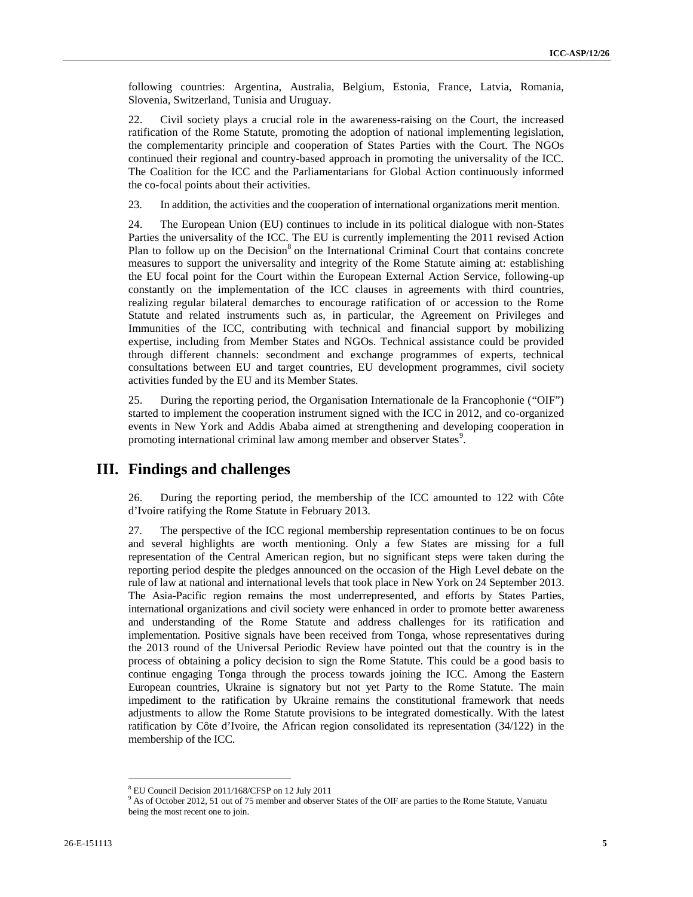following countries: Argentina, Australia, Belgium, Estonia, France, Latvia, Romania, Slovenia, Switzerland, Tunisia and Uruguay.

22. Civil society plays a crucial role in the awareness-raising on the Court, the increased ratification of the Rome Statute, promoting the adoption of national implementing legislation, the complementarity principle and cooperation of States Parties with the Court. The NGOs continued their regional and country-based approach in promoting the universality of the ICC. The Coalition for the ICC and the Parliamentarians for Global Action continuously informed the co-focal points about their activities.

23. In addition, the activities and the cooperation of international organizations merit mention.

24. The European Union (EU) continues to include in its political dialogue with non-States Parties the universality of the ICC. The EU is currently implementing the 2011 revised Action Plan to follow up on the Decision[8] on the International Criminal Court that contains concrete measures to support the universality and integrity of the Rome Statute aiming at: establishing the EU focal point for the Court within the European External Action Service, following-up constantly on the implementation of the ICC clauses in agreements with third countries, realizing regular bilateral demarches to encourage ratification of or accession to the Rome Statute and related instruments such as, in particular, the Agreement on Privileges and Immunities of the ICC, contributing with technical and financial support by mobilizing expertise, including from Member States and NGOs. Technical assistance could be provided through different channels: secondment and exchange programmes of experts, technical consultations between EU and target countries, EU development programmes, civil society activities funded by the EU and its Member States.

25. During the reporting period, the Organisation Internationale de la Francophonie ("OIF") started to implement the cooperation instrument signed with the ICC in 2012, and co-organized events in New York and Addis Ababa aimed at strengthening and developing cooperation in promoting international criminal law among member and observer States[9].

# III. Findings and challenges

26. During the reporting period, the membership of the ICC amounted to 122 with Côte d'Ivoire ratifying the Rome Statute in February 2013.

27. The perspective of the ICC regional membership representation continues to be on focus and several highlights are worth mentioning. Only a few States are missing for a full representation of the Central American region, but no significant steps were taken during the reporting period despite the pledges announced on the occasion of the High Level debate on the rule of law at national and international levels that took place in New York on 24 September 2013. The Asia-Pacific region remains the most underrepresented, and efforts by States Parties, international organizations and civil society were enhanced in order to promote better awareness and understanding of the Rome Statute and address challenges for its ratification and implementation. Positive signals have been received from Tonga, whose representatives during the 2013 round of the Universal Periodic Review have pointed out that the country is in the process of obtaining a policy decision to sign the Rome Statute. This could be a good basis to continue engaging Tonga through the process towards joining the ICC. Among the Eastern European countries, Ukraine is signatory but not yet Party to the Rome Statute. The main impediment to the ratification by Ukraine remains the constitutional framework that needs adjustments to allow the Rome Statute provisions to be integrated domestically. With the latest ratification by Côte d'Ivoire, the African region consolidated its representation (34/122) in the membership of the ICC.

---

[8] EU Council Decision 2011/168/CFSP on 12 July 2011

[9] As of October 2012, 51 out of 75 member and observer States of the OIF are parties to the Rome Statute, Vanuatu being the most recent one to join.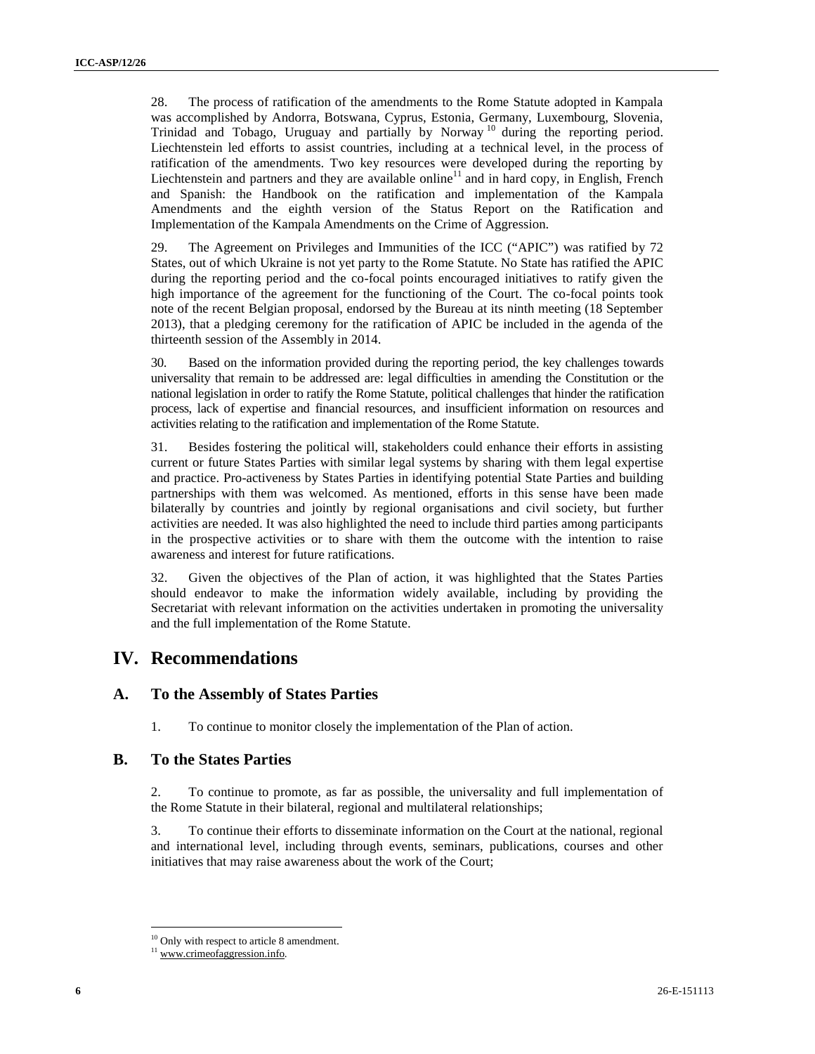28. The process of ratification of the amendments to the Rome Statute adopted in Kampala was accomplished by Andorra, Botswana, Cyprus, Estonia, Germany, Luxembourg, Slovenia, Trinidad and Tobago, Uruguay and partially by Norway[10] during the reporting period. Liechtenstein led efforts to assist countries, including at a technical level, in the process of ratification of the amendments. Two key resources were developed during the reporting by Liechtenstein and partners and they are available online[11] and in hard copy, in English, French and Spanish: the Handbook on the ratification and implementation of the Kampala Amendments and the eighth version of the Status Report on the Ratification and Implementation of the Kampala Amendments on the Crime of Aggression.

29. The Agreement on Privileges and Immunities of the ICC ("APIC") was ratified by 72 States, out of which Ukraine is not yet party to the Rome Statute. No State has ratified the APIC during the reporting period and the co-focal points encouraged initiatives to ratify given the high importance of the agreement for the functioning of the Court. The co-focal points took note of the recent Belgian proposal, endorsed by the Bureau at its ninth meeting (18 September 2013), that a pledging ceremony for the ratification of APIC be included in the agenda of the thirteenth session of the Assembly in 2014.

30. Based on the information provided during the reporting period, the key challenges towards universality that remain to be addressed are: legal difficulties in amending the Constitution or the national legislation in order to ratify the Rome Statute, political challenges that hinder the ratification process, lack of expertise and financial resources, and insufficient information on resources and activities relating to the ratification and implementation of the Rome Statute.

31. Besides fostering the political will, stakeholders could enhance their efforts in assisting current or future States Parties with similar legal systems by sharing with them legal expertise and practice. Pro-activeness by States Parties in identifying potential State Parties and building partnerships with them was welcomed. As mentioned, efforts in this sense have been made bilaterally by countries and jointly by regional organisations and civil society, but further activities are needed. It was also highlighted the need to include third parties among participants in the prospective activities or to share with them the outcome with the intention to raise awareness and interest for future ratifications.

32. Given the objectives of the Plan of action, it was highlighted that the States Parties should endeavor to make the information widely available, including by providing the Secretariat with relevant information on the activities undertaken in promoting the universality and the full implementation of the Rome Statute.

# IV. Recommendations

## A. To the Assembly of States Parties

1. To continue to monitor closely the implementation of the Plan of action.

## B. To the States Parties

2. To continue to promote, as far as possible, the universality and full implementation of the Rome Statute in their bilateral, regional and multilateral relationships;

3. To continue their efforts to disseminate information on the Court at the national, regional and international level, including through events, seminars, publications, courses and other initiatives that may raise awareness about the work of the Court;

---

[10] Only with respect to article 8 amendment.

[11] www.crimeofaggression.info.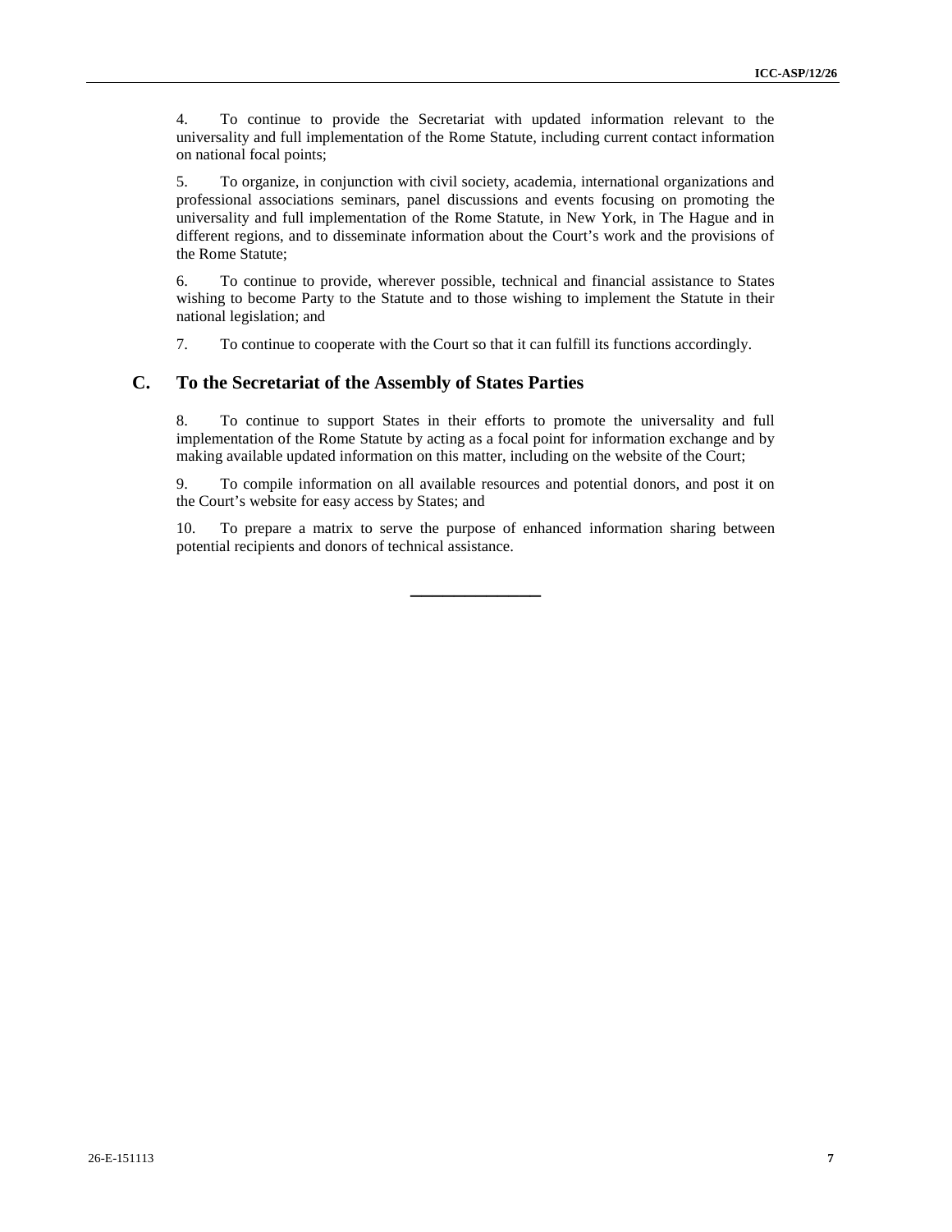4. To continue to provide the Secretariat with updated information relevant to the universality and full implementation of the Rome Statute, including current contact information on national focal points;

5. To organize, in conjunction with civil society, academia, international organizations and professional associations seminars, panel discussions and events focusing on promoting the universality and full implementation of the Rome Statute, in New York, in The Hague and in different regions, and to disseminate information about the Court's work and the provisions of the Rome Statute;

6. To continue to provide, wherever possible, technical and financial assistance to States wishing to become Party to the Statute and to those wishing to implement the Statute in their national legislation; and

7. To continue to cooperate with the Court so that it can fulfill its functions accordingly.

## C. To the Secretariat of the Assembly of States Parties

8. To continue to support States in their efforts to promote the universality and full implementation of the Rome Statute by acting as a focal point for information exchange and by making available updated information on this matter, including on the website of the Court;

9. To compile information on all available resources and potential donors, and post it on the Court's website for easy access by States; and

10. To prepare a matrix to serve the purpose of enhanced information sharing between potential recipients and donors of technical assistance.

---